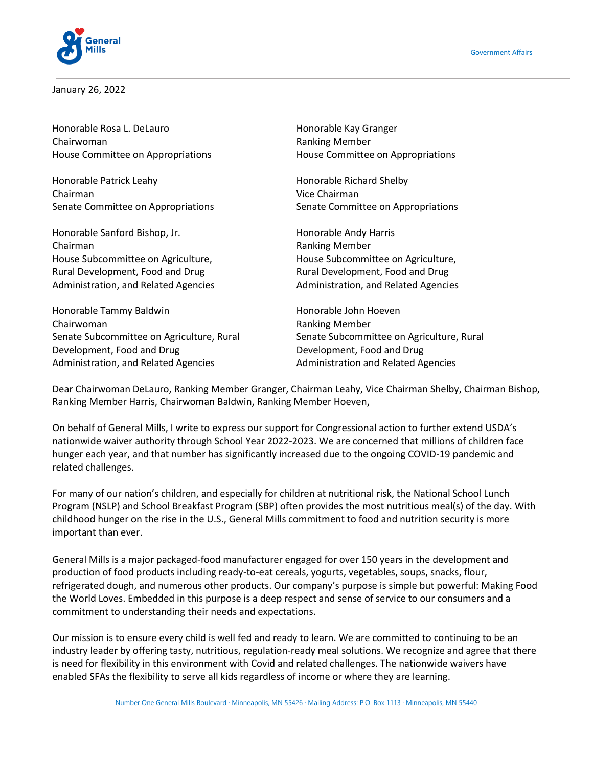General Mills

Government Affairs

January 26, 2022

Honorable Rosa L. DeLauro
Chairwoman
House Committee on Appropriations

Honorable Kay Granger
Ranking Member
House Committee on Appropriations

Honorable Patrick Leahy
Chairman
Senate Committee on Appropriations

Honorable Richard Shelby
Vice Chairman
Senate Committee on Appropriations

Honorable Sanford Bishop, Jr.
Chairman
House Subcommittee on Agriculture, Rural Development, Food and Drug Administration, and Related Agencies

Honorable Andy Harris
Ranking Member
House Subcommittee on Agriculture, Rural Development, Food and Drug Administration, and Related Agencies

Honorable Tammy Baldwin
Chairwoman
Senate Subcommittee on Agriculture, Rural Development, Food and Drug Administration, and Related Agencies

Honorable John Hoeven
Ranking Member
Senate Subcommittee on Agriculture, Rural Development, Food and Drug Administration and Related Agencies

Dear Chairwoman DeLauro, Ranking Member Granger, Chairman Leahy, Vice Chairman Shelby, Chairman Bishop, Ranking Member Harris, Chairwoman Baldwin, Ranking Member Hoeven,

On behalf of General Mills, I write to express our support for Congressional action to further extend USDA's nationwide waiver authority through School Year 2022-2023. We are concerned that millions of children face hunger each year, and that number has significantly increased due to the ongoing COVID-19 pandemic and related challenges.

For many of our nation's children, and especially for children at nutritional risk, the National School Lunch Program (NSLP) and School Breakfast Program (SBP) often provides the most nutritious meal(s) of the day. With childhood hunger on the rise in the U.S., General Mills commitment to food and nutrition security is more important than ever.

General Mills is a major packaged-food manufacturer engaged for over 150 years in the development and production of food products including ready-to-eat cereals, yogurts, vegetables, soups, snacks, flour, refrigerated dough, and numerous other products. Our company's purpose is simple but powerful: Making Food the World Loves. Embedded in this purpose is a deep respect and sense of service to our consumers and a commitment to understanding their needs and expectations.

Our mission is to ensure every child is well fed and ready to learn. We are committed to continuing to be an industry leader by offering tasty, nutritious, regulation-ready meal solutions. We recognize and agree that there is need for flexibility in this environment with Covid and related challenges. The nationwide waivers have enabled SFAs the flexibility to serve all kids regardless of income or where they are learning.

Number One General Mills Boulevard · Minneapolis, MN 55426 · Mailing Address: P.O. Box 1113 · Minneapolis, MN 55440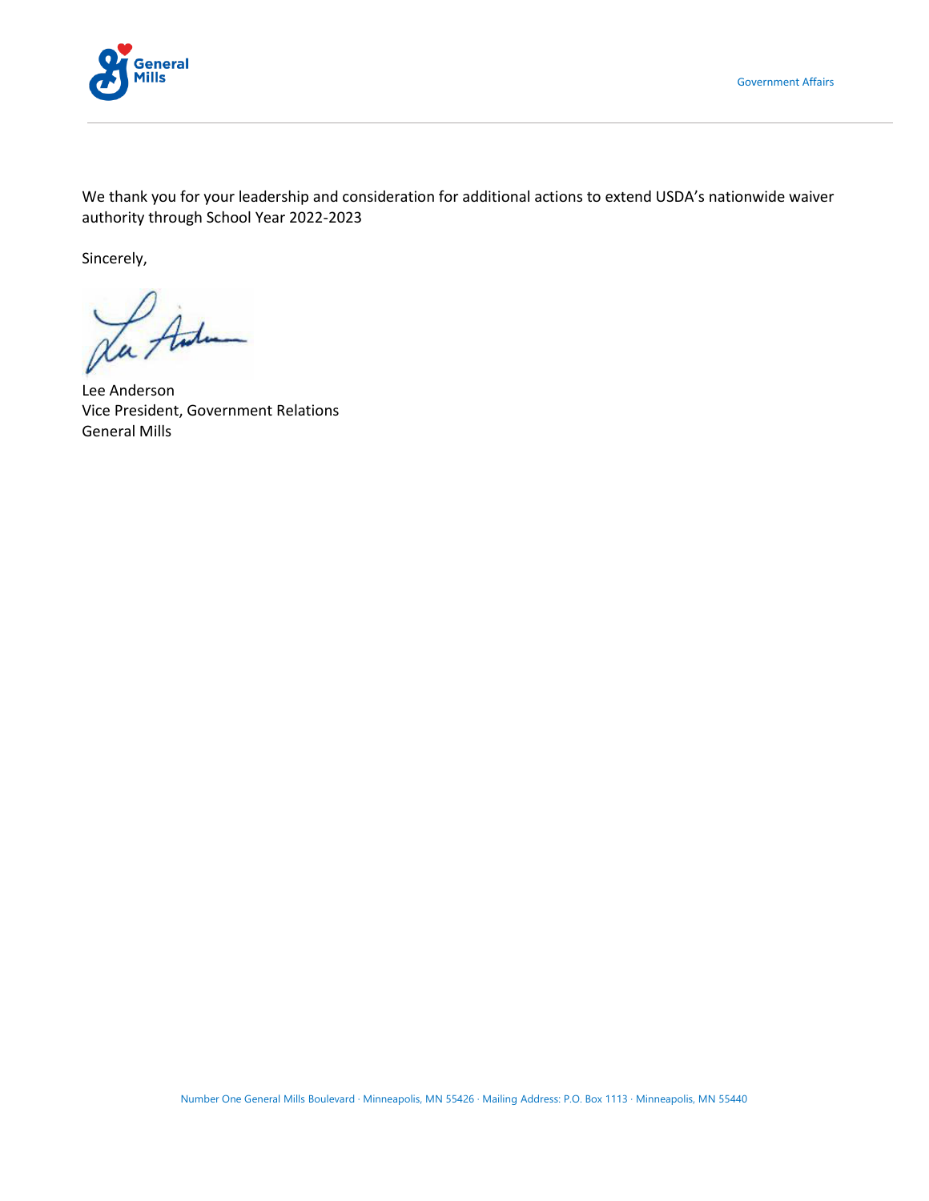We thank you for your leadership and consideration for additional actions to extend USDA's nationwide waiver authority through School Year 2022-2023

Sincerely,

Lee Anderson
Vice President, Government Relations
General Mills